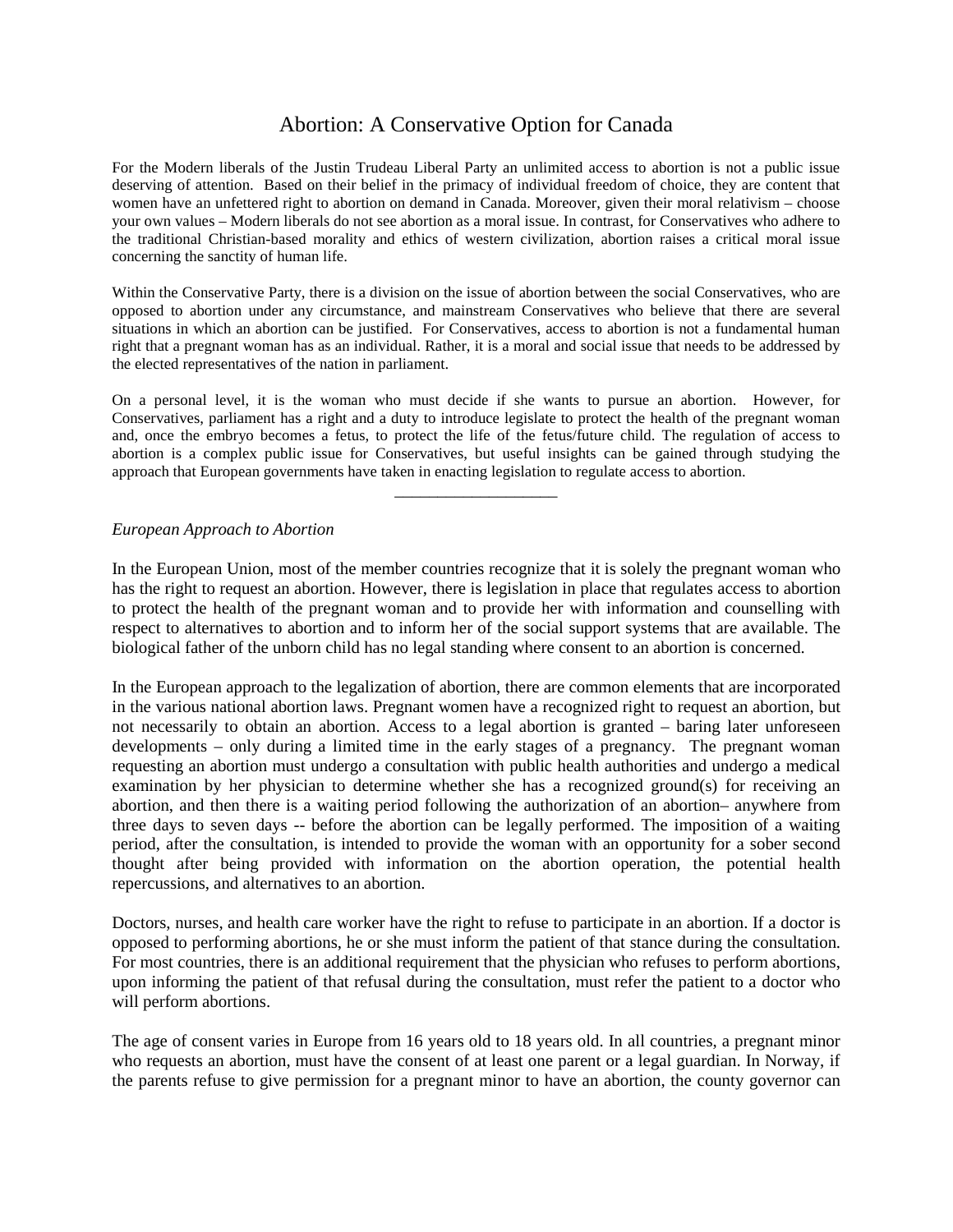# Abortion: A Conservative Option for Canada

For the Modern liberals of the Justin Trudeau Liberal Party an unlimited access to abortion is not a public issue deserving of attention. Based on their belief in the primacy of individual freedom of choice, they are content that women have an unfettered right to abortion on demand in Canada. Moreover, given their moral relativism – choose your own values – Modern liberals do not see abortion as a moral issue. In contrast, for Conservatives who adhere to the traditional Christian-based morality and ethics of western civilization, abortion raises a critical moral issue concerning the sanctity of human life.

Within the Conservative Party, there is a division on the issue of abortion between the social Conservatives, who are opposed to abortion under any circumstance, and mainstream Conservatives who believe that there are several situations in which an abortion can be justified. For Conservatives, access to abortion is not a fundamental human right that a pregnant woman has as an individual. Rather, it is a moral and social issue that needs to be addressed by the elected representatives of the nation in parliament.

On a personal level, it is the woman who must decide if she wants to pursue an abortion. However, for Conservatives, parliament has a right and a duty to introduce legislate to protect the health of the pregnant woman and, once the embryo becomes a fetus, to protect the life of the fetus/future child. The regulation of access to abortion is a complex public issue for Conservatives, but useful insights can be gained through studying the approach that European governments have taken in enacting legislation to regulate access to abortion.

---

*European Approach to Abortion*

In the European Union, most of the member countries recognize that it is solely the pregnant woman who has the right to request an abortion. However, there is legislation in place that regulates access to abortion to protect the health of the pregnant woman and to provide her with information and counselling with respect to alternatives to abortion and to inform her of the social support systems that are available. The biological father of the unborn child has no legal standing where consent to an abortion is concerned.

In the European approach to the legalization of abortion, there are common elements that are incorporated in the various national abortion laws. Pregnant women have a recognized right to request an abortion, but not necessarily to obtain an abortion. Access to a legal abortion is granted – baring later unforeseen developments – only during a limited time in the early stages of a pregnancy. The pregnant woman requesting an abortion must undergo a consultation with public health authorities and undergo a medical examination by her physician to determine whether she has a recognized ground(s) for receiving an abortion, and then there is a waiting period following the authorization of an abortion– anywhere from three days to seven days -- before the abortion can be legally performed. The imposition of a waiting period, after the consultation, is intended to provide the woman with an opportunity for a sober second thought after being provided with information on the abortion operation, the potential health repercussions, and alternatives to an abortion.

Doctors, nurses, and health care worker have the right to refuse to participate in an abortion. If a doctor is opposed to performing abortions, he or she must inform the patient of that stance during the consultation. For most countries, there is an additional requirement that the physician who refuses to perform abortions, upon informing the patient of that refusal during the consultation, must refer the patient to a doctor who will perform abortions.

The age of consent varies in Europe from 16 years old to 18 years old. In all countries, a pregnant minor who requests an abortion, must have the consent of at least one parent or a legal guardian. In Norway, if the parents refuse to give permission for a pregnant minor to have an abortion, the county governor can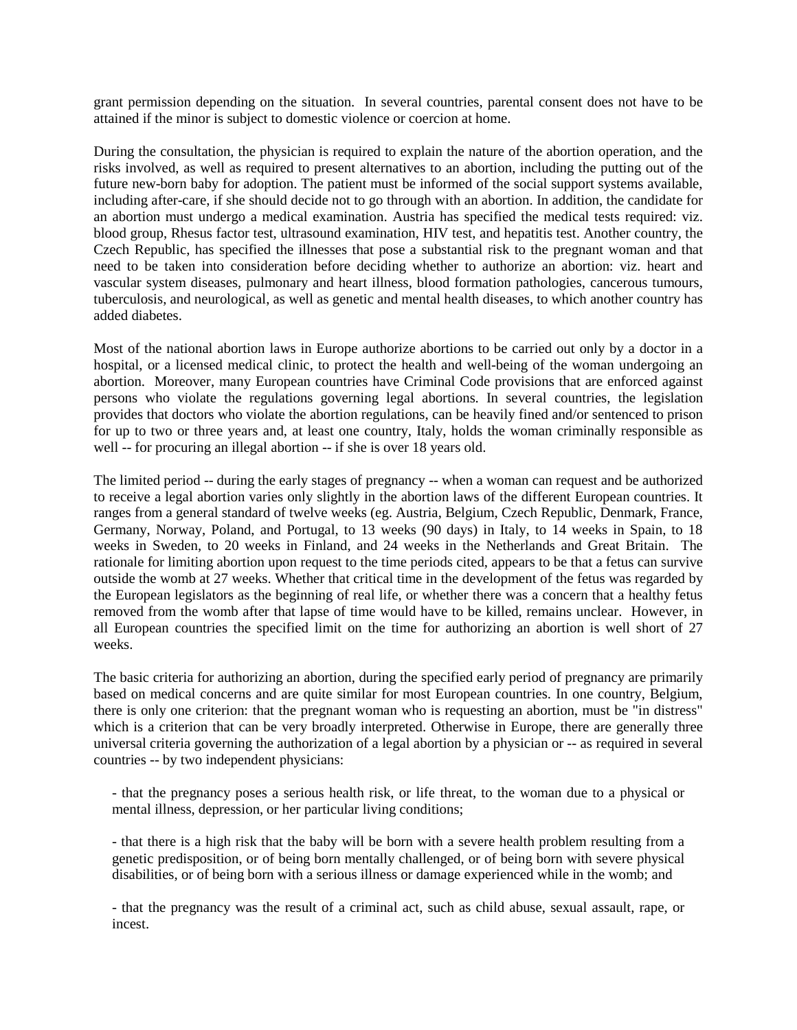grant permission depending on the situation. In several countries, parental consent does not have to be attained if the minor is subject to domestic violence or coercion at home.

During the consultation, the physician is required to explain the nature of the abortion operation, and the risks involved, as well as required to present alternatives to an abortion, including the putting out of the future new-born baby for adoption. The patient must be informed of the social support systems available, including after-care, if she should decide not to go through with an abortion. In addition, the candidate for an abortion must undergo a medical examination. Austria has specified the medical tests required: viz. blood group, Rhesus factor test, ultrasound examination, HIV test, and hepatitis test. Another country, the Czech Republic, has specified the illnesses that pose a substantial risk to the pregnant woman and that need to be taken into consideration before deciding whether to authorize an abortion: viz. heart and vascular system diseases, pulmonary and heart illness, blood formation pathologies, cancerous tumours, tuberculosis, and neurological, as well as genetic and mental health diseases, to which another country has added diabetes.

Most of the national abortion laws in Europe authorize abortions to be carried out only by a doctor in a hospital, or a licensed medical clinic, to protect the health and well-being of the woman undergoing an abortion. Moreover, many European countries have Criminal Code provisions that are enforced against persons who violate the regulations governing legal abortions. In several countries, the legislation provides that doctors who violate the abortion regulations, can be heavily fined and/or sentenced to prison for up to two or three years and, at least one country, Italy, holds the woman criminally responsible as well -- for procuring an illegal abortion -- if she is over 18 years old.

The limited period -- during the early stages of pregnancy -- when a woman can request and be authorized to receive a legal abortion varies only slightly in the abortion laws of the different European countries. It ranges from a general standard of twelve weeks (eg. Austria, Belgium, Czech Republic, Denmark, France, Germany, Norway, Poland, and Portugal, to 13 weeks (90 days) in Italy, to 14 weeks in Spain, to 18 weeks in Sweden, to 20 weeks in Finland, and 24 weeks in the Netherlands and Great Britain. The rationale for limiting abortion upon request to the time periods cited, appears to be that a fetus can survive outside the womb at 27 weeks. Whether that critical time in the development of the fetus was regarded by the European legislators as the beginning of real life, or whether there was a concern that a healthy fetus removed from the womb after that lapse of time would have to be killed, remains unclear. However, in all European countries the specified limit on the time for authorizing an abortion is well short of 27 weeks.

The basic criteria for authorizing an abortion, during the specified early period of pregnancy are primarily based on medical concerns and are quite similar for most European countries. In one country, Belgium, there is only one criterion: that the pregnant woman who is requesting an abortion, must be "in distress" which is a criterion that can be very broadly interpreted. Otherwise in Europe, there are generally three universal criteria governing the authorization of a legal abortion by a physician or -- as required in several countries -- by two independent physicians:

- that the pregnancy poses a serious health risk, or life threat, to the woman due to a physical or mental illness, depression, or her particular living conditions;

- that there is a high risk that the baby will be born with a severe health problem resulting from a genetic predisposition, or of being born mentally challenged, or of being born with severe physical disabilities, or of being born with a serious illness or damage experienced while in the womb; and

- that the pregnancy was the result of a criminal act, such as child abuse, sexual assault, rape, or incest.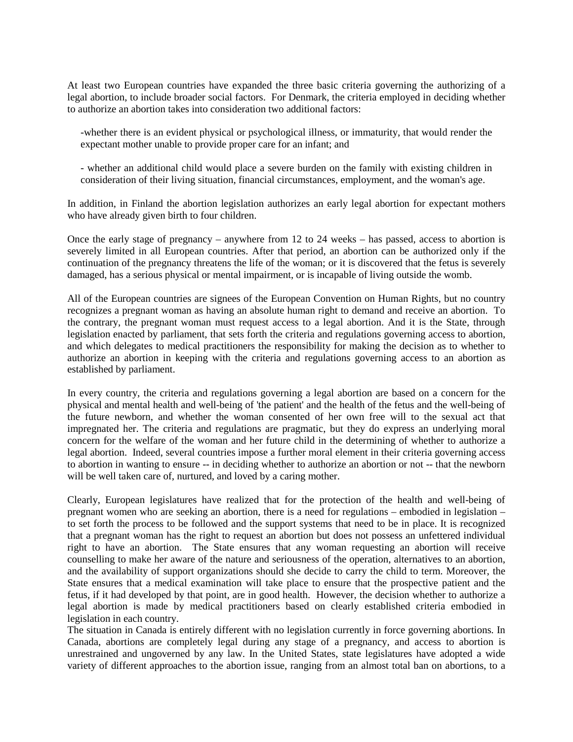At least two European countries have expanded the three basic criteria governing the authorizing of a legal abortion, to include broader social factors. For Denmark, the criteria employed in deciding whether to authorize an abortion takes into consideration two additional factors:

-whether there is an evident physical or psychological illness, or immaturity, that would render the expectant mother unable to provide proper care for an infant; and

- whether an additional child would place a severe burden on the family with existing children in consideration of their living situation, financial circumstances, employment, and the woman's age.

In addition, in Finland the abortion legislation authorizes an early legal abortion for expectant mothers who have already given birth to four children.

Once the early stage of pregnancy – anywhere from 12 to 24 weeks – has passed, access to abortion is severely limited in all European countries. After that period, an abortion can be authorized only if the continuation of the pregnancy threatens the life of the woman; or it is discovered that the fetus is severely damaged, has a serious physical or mental impairment, or is incapable of living outside the womb.

All of the European countries are signees of the European Convention on Human Rights, but no country recognizes a pregnant woman as having an absolute human right to demand and receive an abortion. To the contrary, the pregnant woman must request access to a legal abortion. And it is the State, through legislation enacted by parliament, that sets forth the criteria and regulations governing access to abortion, and which delegates to medical practitioners the responsibility for making the decision as to whether to authorize an abortion in keeping with the criteria and regulations governing access to an abortion as established by parliament.

In every country, the criteria and regulations governing a legal abortion are based on a concern for the physical and mental health and well-being of 'the patient' and the health of the fetus and the well-being of the future newborn, and whether the woman consented of her own free will to the sexual act that impregnated her. The criteria and regulations are pragmatic, but they do express an underlying moral concern for the welfare of the woman and her future child in the determining of whether to authorize a legal abortion. Indeed, several countries impose a further moral element in their criteria governing access to abortion in wanting to ensure -- in deciding whether to authorize an abortion or not -- that the newborn will be well taken care of, nurtured, and loved by a caring mother.

Clearly, European legislatures have realized that for the protection of the health and well-being of pregnant women who are seeking an abortion, there is a need for regulations – embodied in legislation – to set forth the process to be followed and the support systems that need to be in place. It is recognized that a pregnant woman has the right to request an abortion but does not possess an unfettered individual right to have an abortion. The State ensures that any woman requesting an abortion will receive counselling to make her aware of the nature and seriousness of the operation, alternatives to an abortion, and the availability of support organizations should she decide to carry the child to term. Moreover, the State ensures that a medical examination will take place to ensure that the prospective patient and the fetus, if it had developed by that point, are in good health. However, the decision whether to authorize a legal abortion is made by medical practitioners based on clearly established criteria embodied in legislation in each country.

The situation in Canada is entirely different with no legislation currently in force governing abortions. In Canada, abortions are completely legal during any stage of a pregnancy, and access to abortion is unrestrained and ungoverned by any law. In the United States, state legislatures have adopted a wide variety of different approaches to the abortion issue, ranging from an almost total ban on abortions, to a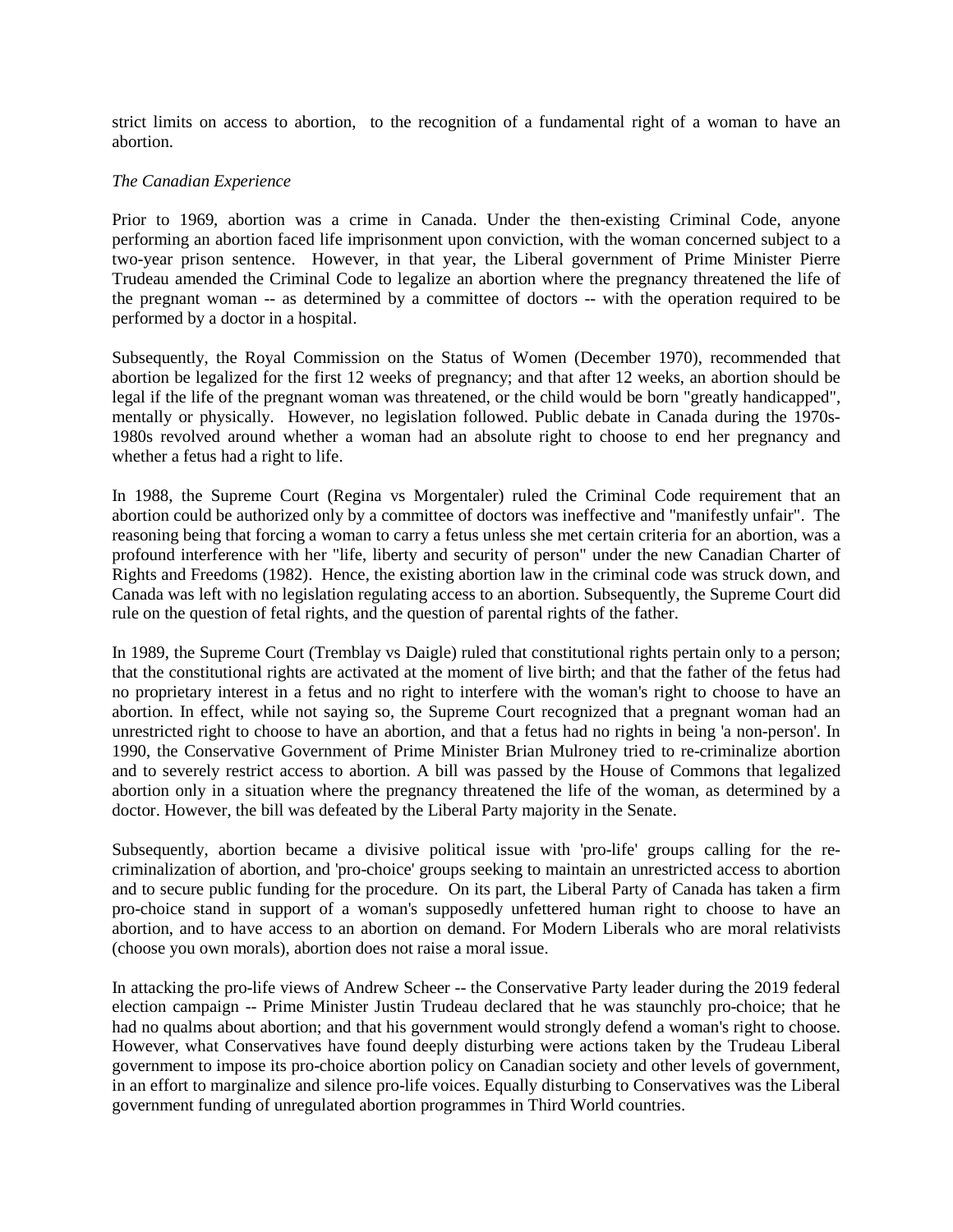strict limits on access to abortion, to the recognition of a fundamental right of a woman to have an abortion.

*The Canadian Experience*

Prior to 1969, abortion was a crime in Canada. Under the then-existing Criminal Code, anyone performing an abortion faced life imprisonment upon conviction, with the woman concerned subject to a two-year prison sentence. However, in that year, the Liberal government of Prime Minister Pierre Trudeau amended the Criminal Code to legalize an abortion where the pregnancy threatened the life of the pregnant woman -- as determined by a committee of doctors -- with the operation required to be performed by a doctor in a hospital.

Subsequently, the Royal Commission on the Status of Women (December 1970), recommended that abortion be legalized for the first 12 weeks of pregnancy; and that after 12 weeks, an abortion should be legal if the life of the pregnant woman was threatened, or the child would be born "greatly handicapped", mentally or physically. However, no legislation followed. Public debate in Canada during the 1970s-1980s revolved around whether a woman had an absolute right to choose to end her pregnancy and whether a fetus had a right to life.

In 1988, the Supreme Court (Regina vs Morgentaler) ruled the Criminal Code requirement that an abortion could be authorized only by a committee of doctors was ineffective and "manifestly unfair". The reasoning being that forcing a woman to carry a fetus unless she met certain criteria for an abortion, was a profound interference with her "life, liberty and security of person" under the new Canadian Charter of Rights and Freedoms (1982). Hence, the existing abortion law in the criminal code was struck down, and Canada was left with no legislation regulating access to an abortion. Subsequently, the Supreme Court did rule on the question of fetal rights, and the question of parental rights of the father.

In 1989, the Supreme Court (Tremblay vs Daigle) ruled that constitutional rights pertain only to a person; that the constitutional rights are activated at the moment of live birth; and that the father of the fetus had no proprietary interest in a fetus and no right to interfere with the woman's right to choose to have an abortion. In effect, while not saying so, the Supreme Court recognized that a pregnant woman had an unrestricted right to choose to have an abortion, and that a fetus had no rights in being 'a non-person'. In 1990, the Conservative Government of Prime Minister Brian Mulroney tried to re-criminalize abortion and to severely restrict access to abortion. A bill was passed by the House of Commons that legalized abortion only in a situation where the pregnancy threatened the life of the woman, as determined by a doctor. However, the bill was defeated by the Liberal Party majority in the Senate.

Subsequently, abortion became a divisive political issue with 'pro-life' groups calling for the re-criminalization of abortion, and 'pro-choice' groups seeking to maintain an unrestricted access to abortion and to secure public funding for the procedure. On its part, the Liberal Party of Canada has taken a firm pro-choice stand in support of a woman's supposedly unfettered human right to choose to have an abortion, and to have access to an abortion on demand. For Modern Liberals who are moral relativists (choose you own morals), abortion does not raise a moral issue.

In attacking the pro-life views of Andrew Scheer -- the Conservative Party leader during the 2019 federal election campaign -- Prime Minister Justin Trudeau declared that he was staunchly pro-choice; that he had no qualms about abortion; and that his government would strongly defend a woman's right to choose. However, what Conservatives have found deeply disturbing were actions taken by the Trudeau Liberal government to impose its pro-choice abortion policy on Canadian society and other levels of government, in an effort to marginalize and silence pro-life voices. Equally disturbing to Conservatives was the Liberal government funding of unregulated abortion programmes in Third World countries.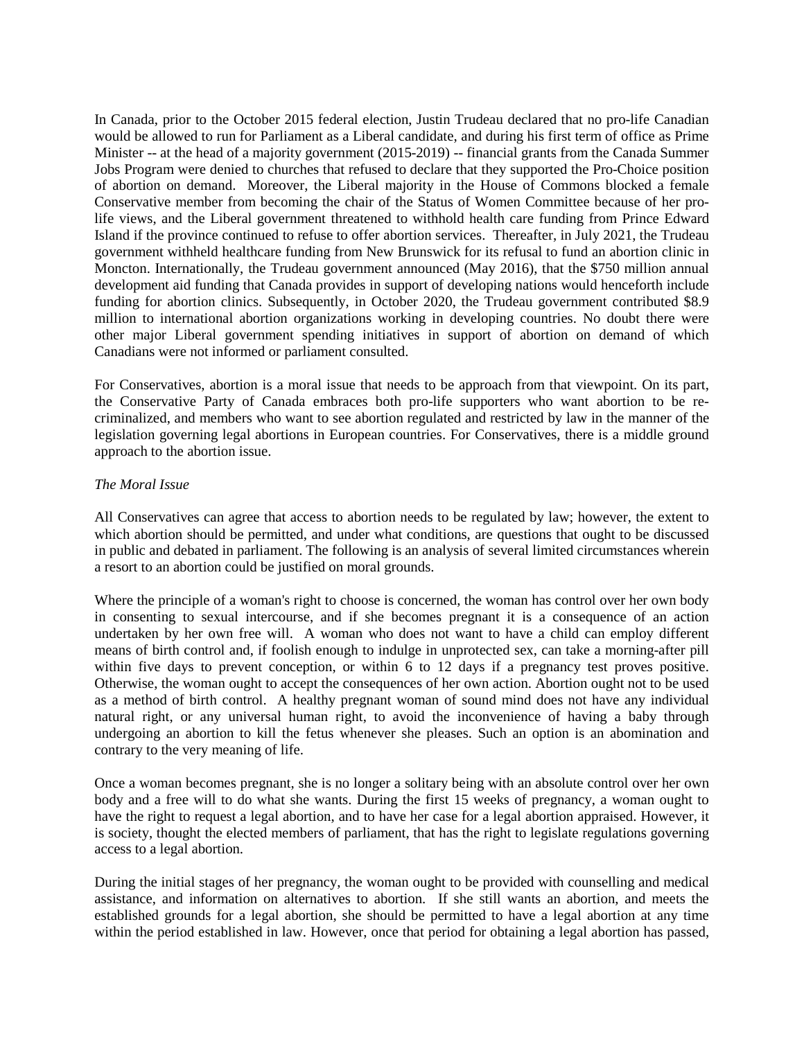In Canada, prior to the October 2015 federal election, Justin Trudeau declared that no pro-life Canadian would be allowed to run for Parliament as a Liberal candidate, and during his first term of office as Prime Minister -- at the head of a majority government (2015-2019) -- financial grants from the Canada Summer Jobs Program were denied to churches that refused to declare that they supported the Pro-Choice position of abortion on demand. Moreover, the Liberal majority in the House of Commons blocked a female Conservative member from becoming the chair of the Status of Women Committee because of her pro-life views, and the Liberal government threatened to withhold health care funding from Prince Edward Island if the province continued to refuse to offer abortion services. Thereafter, in July 2021, the Trudeau government withheld healthcare funding from New Brunswick for its refusal to fund an abortion clinic in Moncton. Internationally, the Trudeau government announced (May 2016), that the $750 million annual development aid funding that Canada provides in support of developing nations would henceforth include funding for abortion clinics. Subsequently, in October 2020, the Trudeau government contributed $8.9 million to international abortion organizations working in developing countries. No doubt there were other major Liberal government spending initiatives in support of abortion on demand of which Canadians were not informed or parliament consulted.

For Conservatives, abortion is a moral issue that needs to be approach from that viewpoint. On its part, the Conservative Party of Canada embraces both pro-life supporters who want abortion to be re-criminalized, and members who want to see abortion regulated and restricted by law in the manner of the legislation governing legal abortions in European countries. For Conservatives, there is a middle ground approach to the abortion issue.

*The Moral Issue*

All Conservatives can agree that access to abortion needs to be regulated by law; however, the extent to which abortion should be permitted, and under what conditions, are questions that ought to be discussed in public and debated in parliament. The following is an analysis of several limited circumstances wherein a resort to an abortion could be justified on moral grounds.

Where the principle of a woman's right to choose is concerned, the woman has control over her own body in consenting to sexual intercourse, and if she becomes pregnant it is a consequence of an action undertaken by her own free will. A woman who does not want to have a child can employ different means of birth control and, if foolish enough to indulge in unprotected sex, can take a morning-after pill within five days to prevent conception, or within 6 to 12 days if a pregnancy test proves positive. Otherwise, the woman ought to accept the consequences of her own action. Abortion ought not to be used as a method of birth control. A healthy pregnant woman of sound mind does not have any individual natural right, or any universal human right, to avoid the inconvenience of having a baby through undergoing an abortion to kill the fetus whenever she pleases. Such an option is an abomination and contrary to the very meaning of life.

Once a woman becomes pregnant, she is no longer a solitary being with an absolute control over her own body and a free will to do what she wants. During the first 15 weeks of pregnancy, a woman ought to have the right to request a legal abortion, and to have her case for a legal abortion appraised. However, it is society, thought the elected members of parliament, that has the right to legislate regulations governing access to a legal abortion.

During the initial stages of her pregnancy, the woman ought to be provided with counselling and medical assistance, and information on alternatives to abortion. If she still wants an abortion, and meets the established grounds for a legal abortion, she should be permitted to have a legal abortion at any time within the period established in law. However, once that period for obtaining a legal abortion has passed,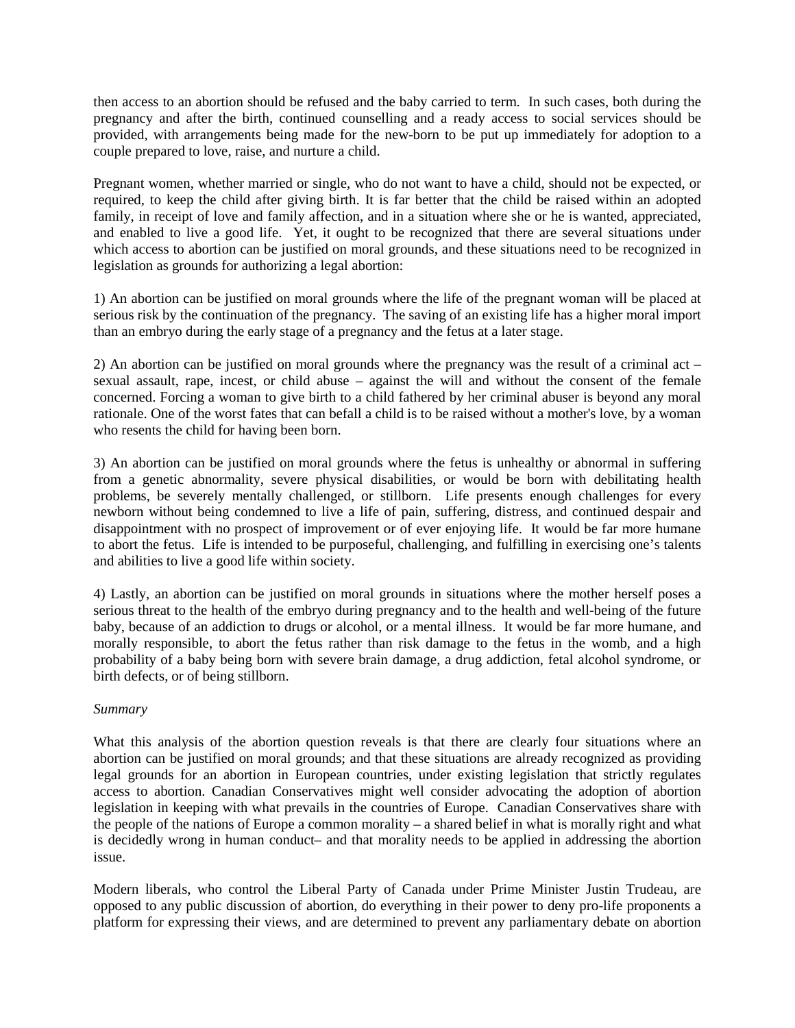then access to an abortion should be refused and the baby carried to term. In such cases, both during the pregnancy and after the birth, continued counselling and a ready access to social services should be provided, with arrangements being made for the new-born to be put up immediately for adoption to a couple prepared to love, raise, and nurture a child.

Pregnant women, whether married or single, who do not want to have a child, should not be expected, or required, to keep the child after giving birth. It is far better that the child be raised within an adopted family, in receipt of love and family affection, and in a situation where she or he is wanted, appreciated, and enabled to live a good life. Yet, it ought to be recognized that there are several situations under which access to abortion can be justified on moral grounds, and these situations need to be recognized in legislation as grounds for authorizing a legal abortion:

1) An abortion can be justified on moral grounds where the life of the pregnant woman will be placed at serious risk by the continuation of the pregnancy. The saving of an existing life has a higher moral import than an embryo during the early stage of a pregnancy and the fetus at a later stage.

2) An abortion can be justified on moral grounds where the pregnancy was the result of a criminal act – sexual assault, rape, incest, or child abuse – against the will and without the consent of the female concerned. Forcing a woman to give birth to a child fathered by her criminal abuser is beyond any moral rationale. One of the worst fates that can befall a child is to be raised without a mother's love, by a woman who resents the child for having been born.

3) An abortion can be justified on moral grounds where the fetus is unhealthy or abnormal in suffering from a genetic abnormality, severe physical disabilities, or would be born with debilitating health problems, be severely mentally challenged, or stillborn. Life presents enough challenges for every newborn without being condemned to live a life of pain, suffering, distress, and continued despair and disappointment with no prospect of improvement or of ever enjoying life. It would be far more humane to abort the fetus. Life is intended to be purposeful, challenging, and fulfilling in exercising one's talents and abilities to live a good life within society.

4) Lastly, an abortion can be justified on moral grounds in situations where the mother herself poses a serious threat to the health of the embryo during pregnancy and to the health and well-being of the future baby, because of an addiction to drugs or alcohol, or a mental illness. It would be far more humane, and morally responsible, to abort the fetus rather than risk damage to the fetus in the womb, and a high probability of a baby being born with severe brain damage, a drug addiction, fetal alcohol syndrome, or birth defects, or of being stillborn.

*Summary*

What this analysis of the abortion question reveals is that there are clearly four situations where an abortion can be justified on moral grounds; and that these situations are already recognized as providing legal grounds for an abortion in European countries, under existing legislation that strictly regulates access to abortion. Canadian Conservatives might well consider advocating the adoption of abortion legislation in keeping with what prevails in the countries of Europe. Canadian Conservatives share with the people of the nations of Europe a common morality – a shared belief in what is morally right and what is decidedly wrong in human conduct– and that morality needs to be applied in addressing the abortion issue.

Modern liberals, who control the Liberal Party of Canada under Prime Minister Justin Trudeau, are opposed to any public discussion of abortion, do everything in their power to deny pro-life proponents a platform for expressing their views, and are determined to prevent any parliamentary debate on abortion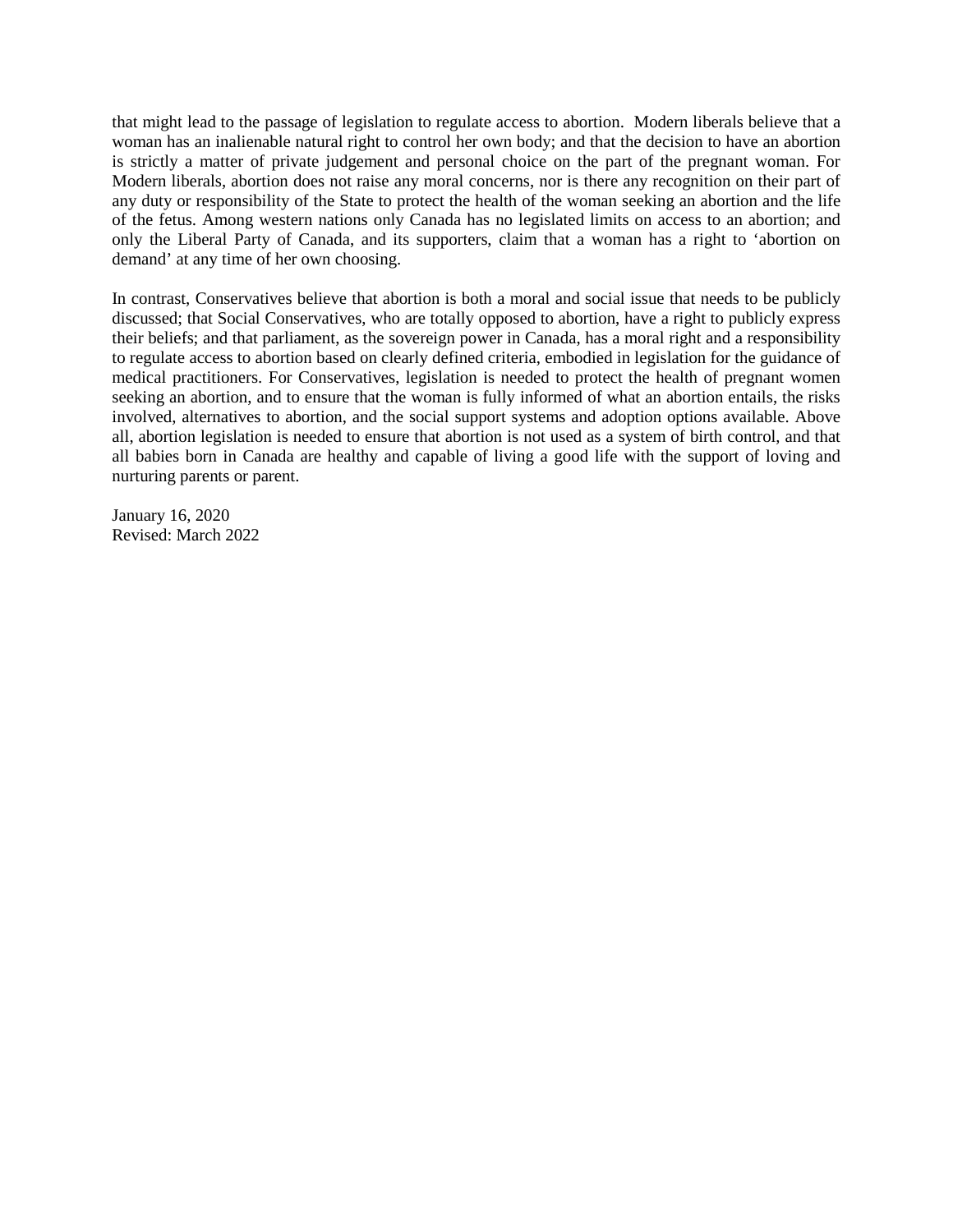that might lead to the passage of legislation to regulate access to abortion. Modern liberals believe that a woman has an inalienable natural right to control her own body; and that the decision to have an abortion is strictly a matter of private judgement and personal choice on the part of the pregnant woman. For Modern liberals, abortion does not raise any moral concerns, nor is there any recognition on their part of any duty or responsibility of the State to protect the health of the woman seeking an abortion and the life of the fetus. Among western nations only Canada has no legislated limits on access to an abortion; and only the Liberal Party of Canada, and its supporters, claim that a woman has a right to 'abortion on demand' at any time of her own choosing.

In contrast, Conservatives believe that abortion is both a moral and social issue that needs to be publicly discussed; that Social Conservatives, who are totally opposed to abortion, have a right to publicly express their beliefs; and that parliament, as the sovereign power in Canada, has a moral right and a responsibility to regulate access to abortion based on clearly defined criteria, embodied in legislation for the guidance of medical practitioners. For Conservatives, legislation is needed to protect the health of pregnant women seeking an abortion, and to ensure that the woman is fully informed of what an abortion entails, the risks involved, alternatives to abortion, and the social support systems and adoption options available. Above all, abortion legislation is needed to ensure that abortion is not used as a system of birth control, and that all babies born in Canada are healthy and capable of living a good life with the support of loving and nurturing parents or parent.

January 16, 2020
Revised: March 2022